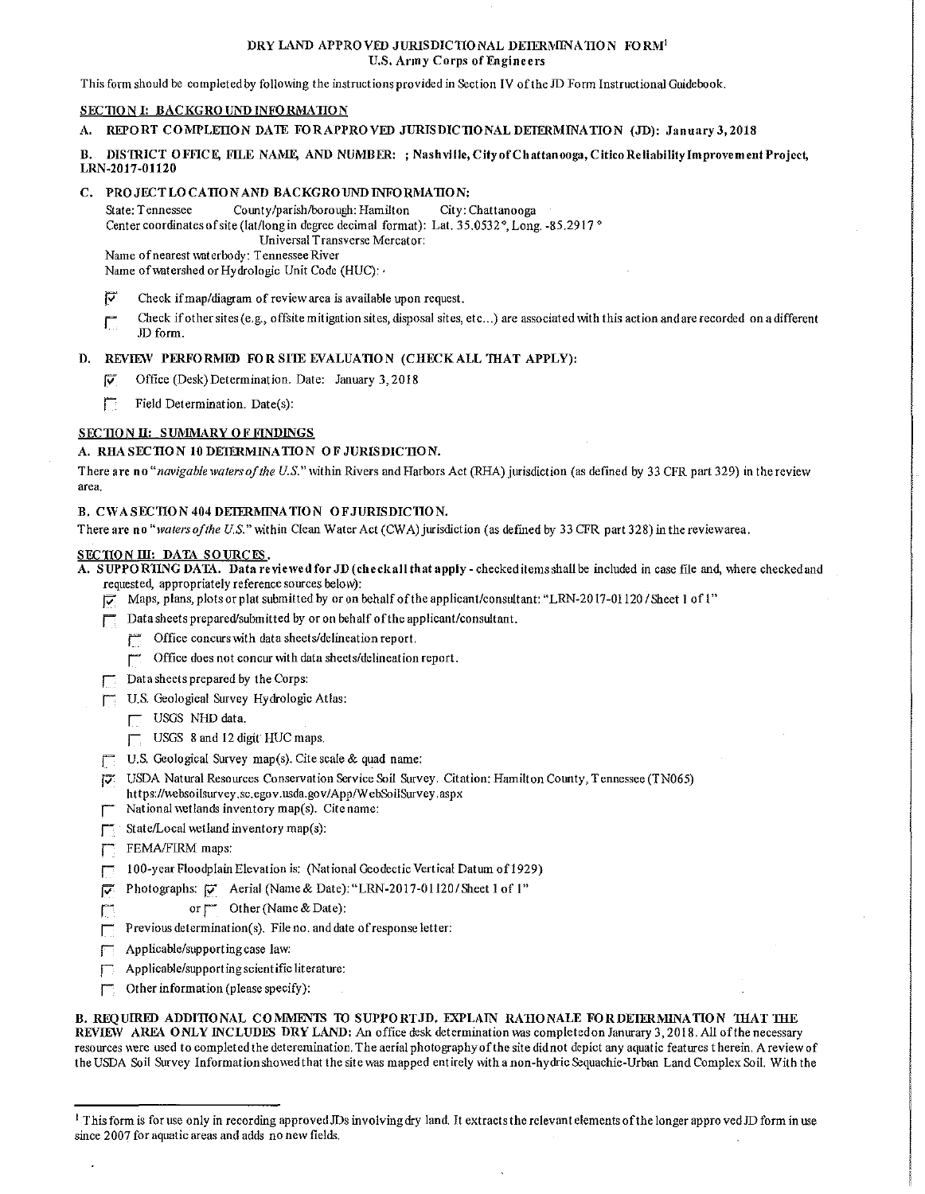# DRY LAND APPROVED JURISDICTIONAL DETERMINATION FORM[1]
## U.S. Army Corps of Engineers

This form should be completed by following the instructions provided in Section IV of the JD Form Instructional Guidebook.

## SECTION I: BACKGROUND INFORMATION

**A. REPORT COMPLETION DATE FOR APPROVED JURISDICTIONAL DETERMINATION (JD): January 3, 2018**

**B. DISTRICT OFFICE, FILE NAME, AND NUMBER: ; Nashville, City of Chattanooga, Citico Reliability Improvement Project, LRN-2017-01120**

**C. PROJECT LOCATION AND BACKGROUND INFORMATION:**

State: Tennessee County/parish/borough: Hamilton City: Chattanooga
Center coordinates of site (lat/long in degree decimal format): Lat. 35.0532°, Long. -85.2917°
Universal Transverse Mercator:
Name of nearest waterbody: Tennessee River
Name of watershed or Hydrologic Unit Code (HUC):

- [x] Check if map/diagram of review area is available upon request.
- [ ] Check if other sites (e.g., offsite mitigation sites, disposal sites, etc...) are associated with this action and are recorded on a different JD form.

**D. REVIEW PERFORMED FOR SITE EVALUATION (CHECK ALL THAT APPLY):**

- [x] Office (Desk) Determination. Date: January 3, 2018
- [ ] Field Determination. Date(s):

## SECTION II: SUMMARY OF FINDINGS

**A. RHA SECTION 10 DETERMINATION OF JURISDICTION.**

There are **no** "*navigable waters of the U.S.*" within Rivers and Harbors Act (RHA) jurisdiction (as defined by 33 CFR part 329) in the review area.

**B. CWA SECTION 404 DETERMINATION OF JURISDICTION.**

There are **no** "*waters of the U.S.*" within Clean Water Act (CWA) jurisdiction (as defined by 33 CFR part 328) in the review area.

## SECTION III: DATA SOURCES.

**A. SUPPORTING DATA. Data reviewed for JD (check all that apply** - checked items shall be included in case file and, where checked and requested, appropriately reference sources below):

- [x] Maps, plans, plots or plat submitted by or on behalf of the applicant/consultant: "LRN-2017-01120 / Sheet 1 of 1"
- [ ] Data sheets prepared/submitted by or on behalf of the applicant/consultant.
  - [ ] Office concurs with data sheets/delineation report.
  - [ ] Office does not concur with data sheets/delineation report.
- [ ] Data sheets prepared by the Corps:
- [ ] U.S. Geological Survey Hydrologic Atlas:
  - [ ] USGS NHD data.
  - [ ] USGS 8 and 12 digit HUC maps.
- [ ] U.S. Geological Survey map(s). Cite scale & quad name:
- [x] USDA Natural Resources Conservation Service Soil Survey. Citation: Hamilton County, Tennessee (TN065) https://websoilsurvey.sc.egov.usda.gov/App/WebSoilSurvey.aspx
- [ ] National wetlands inventory map(s). Cite name:
- [ ] State/Local wetland inventory map(s):
- [ ] FEMA/FIRM maps:
- [ ] 100-year Floodplain Elevation is: (National Geodectic Vertical Datum of 1929)
- [x] Photographs: [x] Aerial (Name & Date): "LRN-2017-01120 / Sheet 1 of 1"
- [ ] or [ ] Other (Name & Date):
- [ ] Previous determination(s). File no. and date of response letter:
- [ ] Applicable/supporting case law:
- [ ] Applicable/supporting scientific literature:
- [ ] Other information (please specify):

**B. REQUIRED ADDITIONAL COMMENTS TO SUPPORT JD. EXPLAIN RATIONALE FOR DETERMINATION THAT THE REVIEW AREA ONLY INCLUDES DRY LAND:** An office desk determination was completed on Janurary 3, 2018. All of the necessary resources were used to completed the deteremination. The aerial photography of the site did not depict any aquatic features therein. A review of the USDA Soil Survey Information showed that the site was mapped entirely with a non-hydric Sequachie-Urban Land Complex Soil. With the

---

[1] This form is for use only in recording approved JDs involving dry land. It extracts the relevant elements of the longer approved JD form in use since 2007 for aquatic areas and adds no new fields.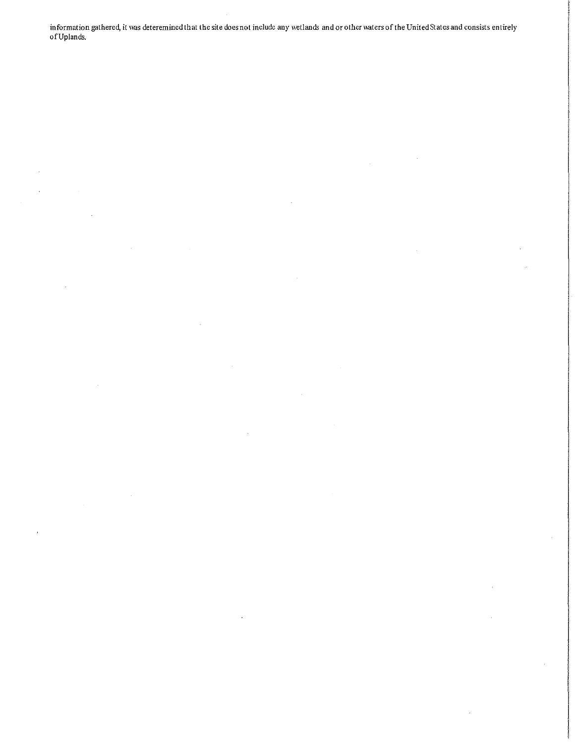information gathered, it was deteremined that the site does not include any wetlands and or other waters of the United States and consists entirely of Uplands.